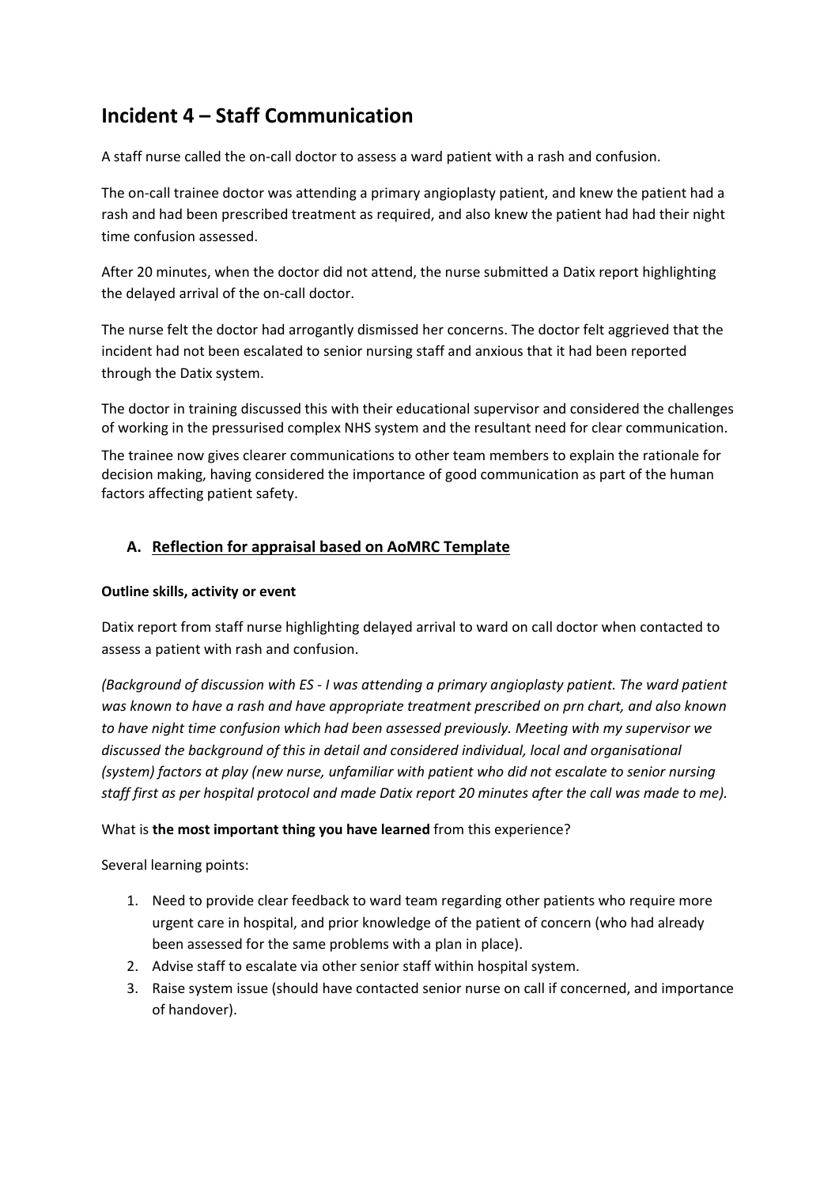## Incident 4 – Staff Communication

A staff nurse called the on-call doctor to assess a ward patient with a rash and confusion.

The on-call trainee doctor was attending a primary angioplasty patient, and knew the patient had a rash and had been prescribed treatment as required, and also knew the patient had had their night time confusion assessed.

After 20 minutes, when the doctor did not attend, the nurse submitted a Datix report highlighting the delayed arrival of the on-call doctor.

The nurse felt the doctor had arrogantly dismissed her concerns. The doctor felt aggrieved that the incident had not been escalated to senior nursing staff and anxious that it had been reported through the Datix system.

The doctor in training discussed this with their educational supervisor and considered the challenges of working in the pressurised complex NHS system and the resultant need for clear communication.

The trainee now gives clearer communications to other team members to explain the rationale for decision making, having considered the importance of good communication as part of the human factors affecting patient safety.

### A. <u>Reflection for appraisal based on AoMRC Template</u>

**Outline skills, activity or event**

Datix report from staff nurse highlighting delayed arrival to ward on call doctor when contacted to assess a patient with rash and confusion.

*(Background of discussion with ES - I was attending a primary angioplasty patient. The ward patient was known to have a rash and have appropriate treatment prescribed on prn chart, and also known to have night time confusion which had been assessed previously. Meeting with my supervisor we discussed the background of this in detail and considered individual, local and organisational (system) factors at play (new nurse, unfamiliar with patient who did not escalate to senior nursing staff first as per hospital protocol and made Datix report 20 minutes after the call was made to me).*

What is **the most important thing you have learned** from this experience?

Several learning points:

1. Need to provide clear feedback to ward team regarding other patients who require more urgent care in hospital, and prior knowledge of the patient of concern (who had already been assessed for the same problems with a plan in place).
2. Advise staff to escalate via other senior staff within hospital system.
3. Raise system issue (should have contacted senior nurse on call if concerned, and importance of handover).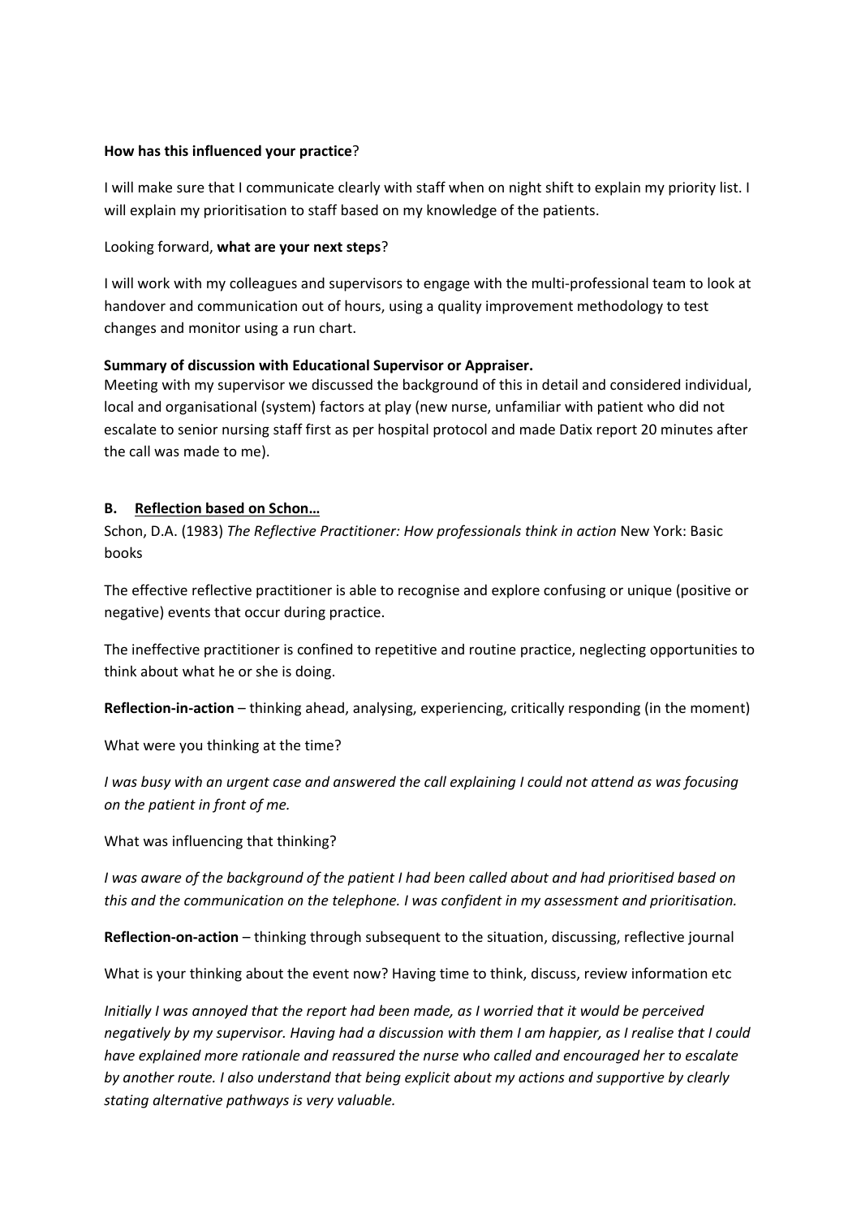**How has this influenced your practice**?

I will make sure that I communicate clearly with staff when on night shift to explain my priority list. I will explain my prioritisation to staff based on my knowledge of the patients.

Looking forward, **what are your next steps**?

I will work with my colleagues and supervisors to engage with the multi-professional team to look at handover and communication out of hours, using a quality improvement methodology to test changes and monitor using a run chart.

**Summary of discussion with Educational Supervisor or Appraiser.**
Meeting with my supervisor we discussed the background of this in detail and considered individual, local and organisational (system) factors at play (new nurse, unfamiliar with patient who did not escalate to senior nursing staff first as per hospital protocol and made Datix report 20 minutes after the call was made to me).

**B. <u>Reflection based on Schon…</u>**

Schon, D.A. (1983) *The Reflective Practitioner: How professionals think in action* New York: Basic books

The effective reflective practitioner is able to recognise and explore confusing or unique (positive or negative) events that occur during practice.

The ineffective practitioner is confined to repetitive and routine practice, neglecting opportunities to think about what he or she is doing.

**Reflection-in-action** – thinking ahead, analysing, experiencing, critically responding (in the moment)

What were you thinking at the time?

*I was busy with an urgent case and answered the call explaining I could not attend as was focusing on the patient in front of me.*

What was influencing that thinking?

*I was aware of the background of the patient I had been called about and had prioritised based on this and the communication on the telephone. I was confident in my assessment and prioritisation.*

**Reflection-on-action** – thinking through subsequent to the situation, discussing, reflective journal

What is your thinking about the event now? Having time to think, discuss, review information etc

*Initially I was annoyed that the report had been made, as I worried that it would be perceived negatively by my supervisor. Having had a discussion with them I am happier, as I realise that I could have explained more rationale and reassured the nurse who called and encouraged her to escalate by another route. I also understand that being explicit about my actions and supportive by clearly stating alternative pathways is very valuable.*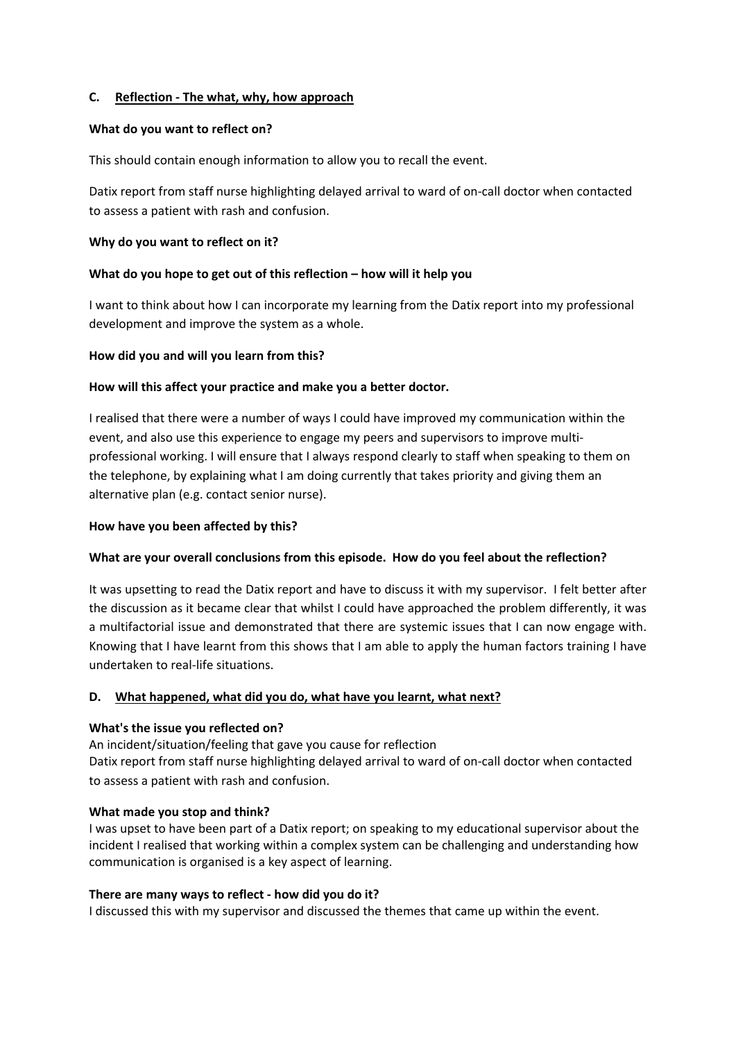## C. Reflection - The what, why, how approach

**What do you want to reflect on?**

This should contain enough information to allow you to recall the event.

Datix report from staff nurse highlighting delayed arrival to ward of on-call doctor when contacted to assess a patient with rash and confusion.

**Why do you want to reflect on it?**

**What do you hope to get out of this reflection – how will it help you**

I want to think about how I can incorporate my learning from the Datix report into my professional development and improve the system as a whole.

**How did you and will you learn from this?**

**How will this affect your practice and make you a better doctor.**

I realised that there were a number of ways I could have improved my communication within the event, and also use this experience to engage my peers and supervisors to improve multi-professional working. I will ensure that I always respond clearly to staff when speaking to them on the telephone, by explaining what I am doing currently that takes priority and giving them an alternative plan (e.g. contact senior nurse).

**How have you been affected by this?**

**What are your overall conclusions from this episode. How do you feel about the reflection?**

It was upsetting to read the Datix report and have to discuss it with my supervisor. I felt better after the discussion as it became clear that whilst I could have approached the problem differently, it was a multifactorial issue and demonstrated that there are systemic issues that I can now engage with. Knowing that I have learnt from this shows that I am able to apply the human factors training I have undertaken to real-life situations.

## D. What happened, what did you do, what have you learnt, what next?

**What's the issue you reflected on?**
An incident/situation/feeling that gave you cause for reflection
Datix report from staff nurse highlighting delayed arrival to ward of on-call doctor when contacted to assess a patient with rash and confusion.

**What made you stop and think?**
I was upset to have been part of a Datix report; on speaking to my educational supervisor about the incident I realised that working within a complex system can be challenging and understanding how communication is organised is a key aspect of learning.

**There are many ways to reflect - how did you do it?**
I discussed this with my supervisor and discussed the themes that came up within the event.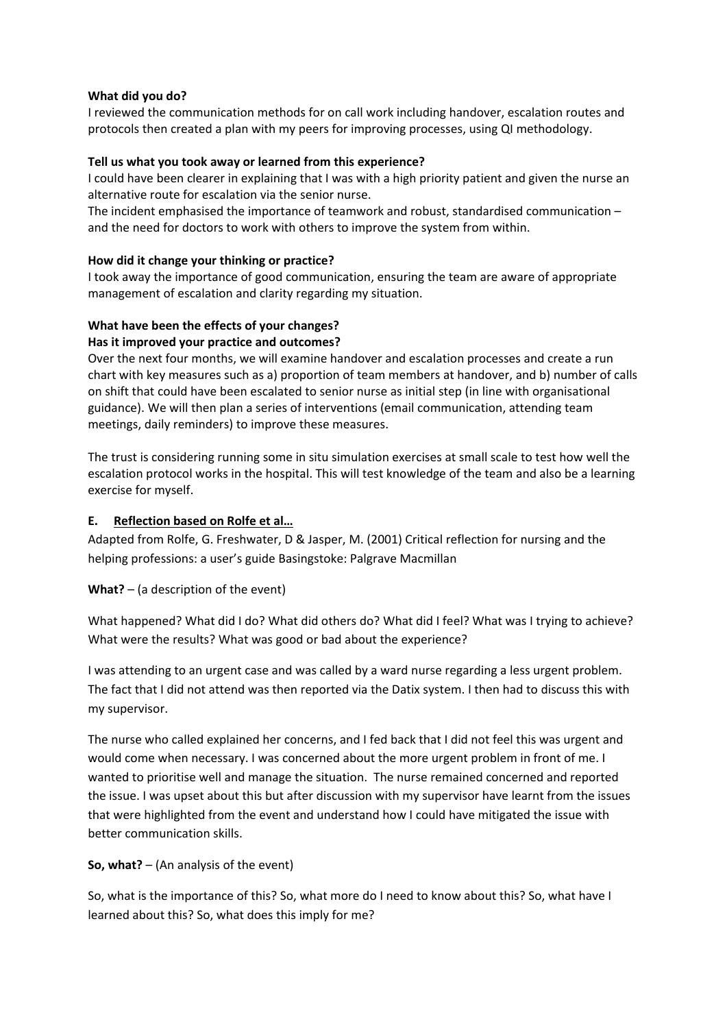**What did you do?**
I reviewed the communication methods for on call work including handover, escalation routes and protocols then created a plan with my peers for improving processes, using QI methodology.

**Tell us what you took away or learned from this experience?**
I could have been clearer in explaining that I was with a high priority patient and given the nurse an alternative route for escalation via the senior nurse.
The incident emphasised the importance of teamwork and robust, standardised communication – and the need for doctors to work with others to improve the system from within.

**How did it change your thinking or practice?**
I took away the importance of good communication, ensuring the team are aware of appropriate management of escalation and clarity regarding my situation.

**What have been the effects of your changes?**
**Has it improved your practice and outcomes?**
Over the next four months, we will examine handover and escalation processes and create a run chart with key measures such as a) proportion of team members at handover, and b) number of calls on shift that could have been escalated to senior nurse as initial step (in line with organisational guidance). We will then plan a series of interventions (email communication, attending team meetings, daily reminders) to improve these measures.

The trust is considering running some in situ simulation exercises at small scale to test how well the escalation protocol works in the hospital. This will test knowledge of the team and also be a learning exercise for myself.

## E. Reflection based on Rolfe et al…

Adapted from Rolfe, G. Freshwater, D & Jasper, M. (2001) Critical reflection for nursing and the helping professions: a user's guide Basingstoke: Palgrave Macmillan

**What?** – (a description of the event)

What happened? What did I do? What did others do? What did I feel? What was I trying to achieve? What were the results? What was good or bad about the experience?

I was attending to an urgent case and was called by a ward nurse regarding a less urgent problem. The fact that I did not attend was then reported via the Datix system. I then had to discuss this with my supervisor.

The nurse who called explained her concerns, and I fed back that I did not feel this was urgent and would come when necessary. I was concerned about the more urgent problem in front of me. I wanted to prioritise well and manage the situation. The nurse remained concerned and reported the issue. I was upset about this but after discussion with my supervisor have learnt from the issues that were highlighted from the event and understand how I could have mitigated the issue with better communication skills.

**So, what?** – (An analysis of the event)

So, what is the importance of this? So, what more do I need to know about this? So, what have I learned about this? So, what does this imply for me?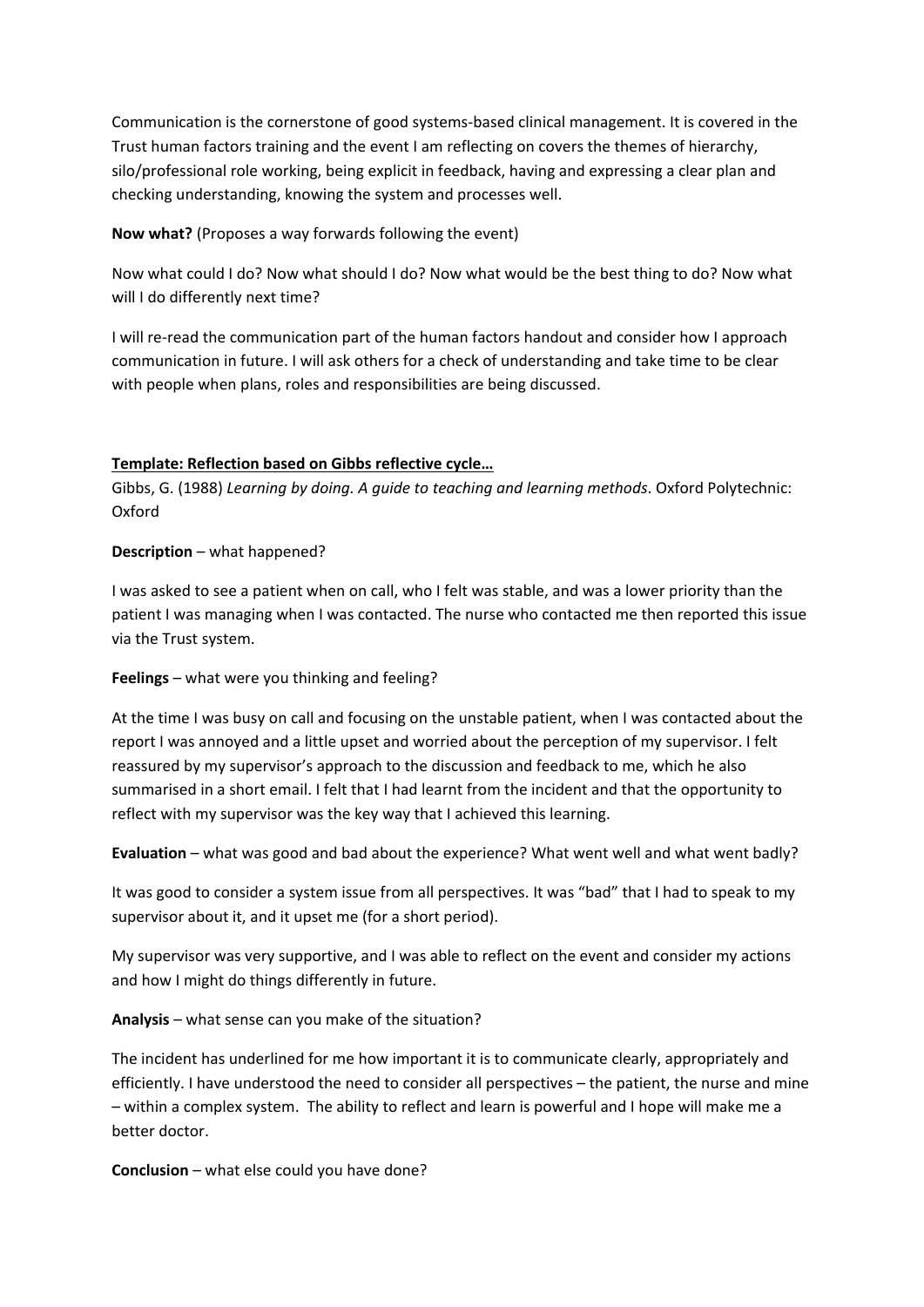Communication is the cornerstone of good systems-based clinical management. It is covered in the Trust human factors training and the event I am reflecting on covers the themes of hierarchy, silo/professional role working, being explicit in feedback, having and expressing a clear plan and checking understanding, knowing the system and processes well.

**Now what?** (Proposes a way forwards following the event)

Now what could I do? Now what should I do? Now what would be the best thing to do? Now what will I do differently next time?

I will re-read the communication part of the human factors handout and consider how I approach communication in future. I will ask others for a check of understanding and take time to be clear with people when plans, roles and responsibilities are being discussed.

**Template: Reflection based on Gibbs reflective cycle…**

Gibbs, G. (1988) *Learning by doing. A guide to teaching and learning methods*. Oxford Polytechnic: Oxford

**Description** – what happened?

I was asked to see a patient when on call, who I felt was stable, and was a lower priority than the patient I was managing when I was contacted. The nurse who contacted me then reported this issue via the Trust system.

**Feelings** – what were you thinking and feeling?

At the time I was busy on call and focusing on the unstable patient, when I was contacted about the report I was annoyed and a little upset and worried about the perception of my supervisor. I felt reassured by my supervisor's approach to the discussion and feedback to me, which he also summarised in a short email. I felt that I had learnt from the incident and that the opportunity to reflect with my supervisor was the key way that I achieved this learning.

**Evaluation** – what was good and bad about the experience? What went well and what went badly?

It was good to consider a system issue from all perspectives. It was "bad" that I had to speak to my supervisor about it, and it upset me (for a short period).

My supervisor was very supportive, and I was able to reflect on the event and consider my actions and how I might do things differently in future.

**Analysis** – what sense can you make of the situation?

The incident has underlined for me how important it is to communicate clearly, appropriately and efficiently. I have understood the need to consider all perspectives – the patient, the nurse and mine – within a complex system. The ability to reflect and learn is powerful and I hope will make me a better doctor.

**Conclusion** – what else could you have done?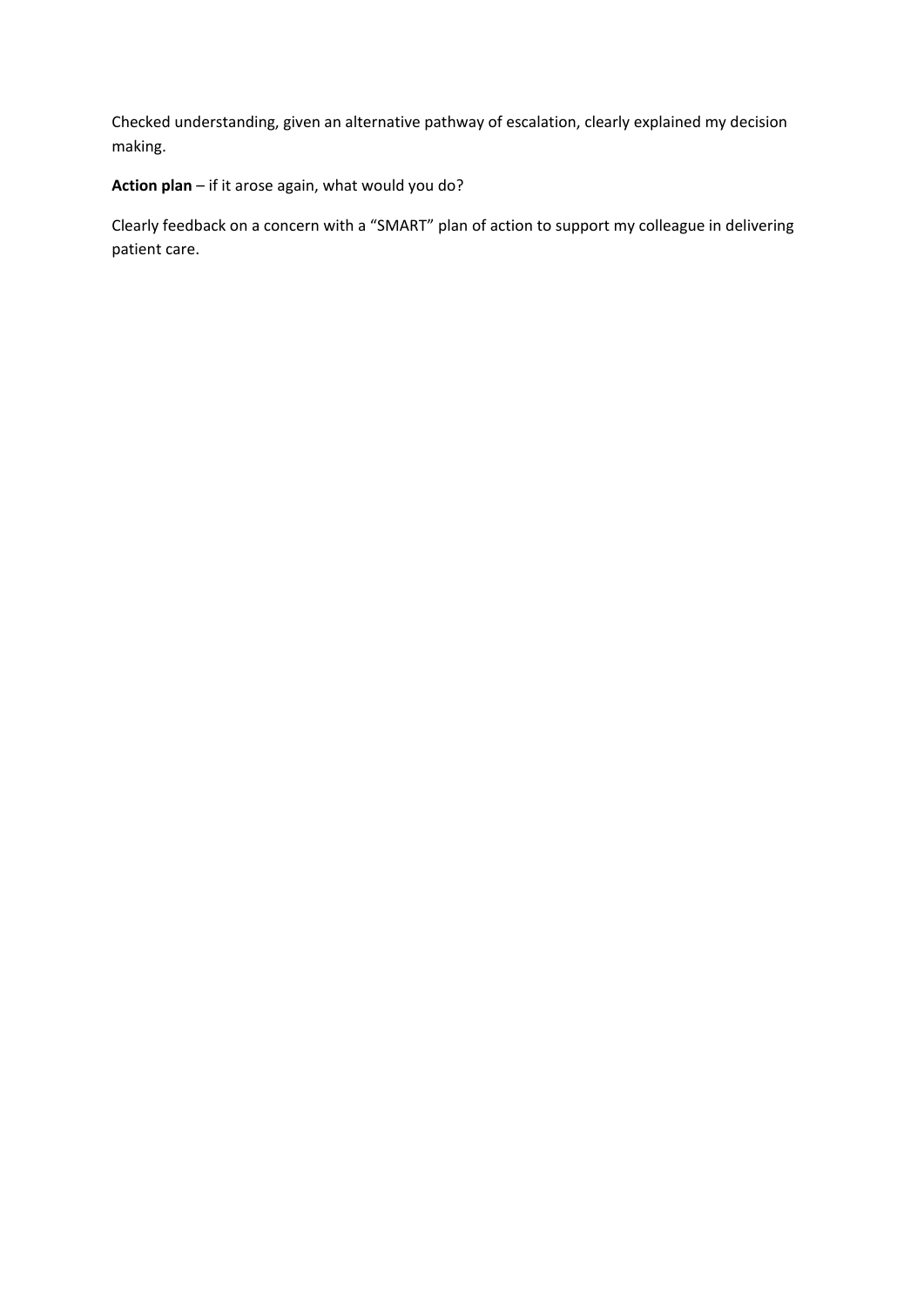Checked understanding, given an alternative pathway of escalation, clearly explained my decision making.

**Action plan** – if it arose again, what would you do?

Clearly feedback on a concern with a "SMART" plan of action to support my colleague in delivering patient care.